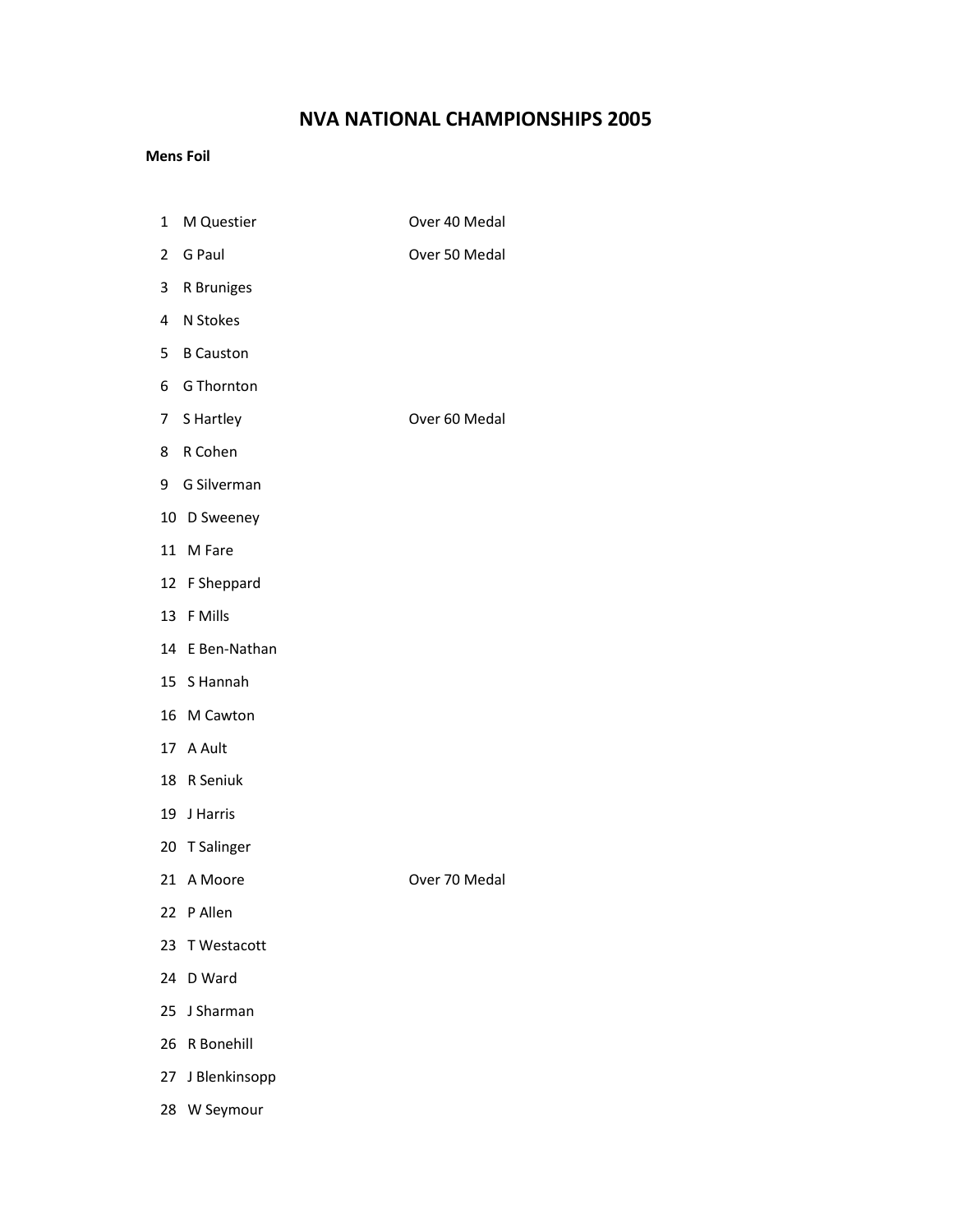# NVA NATIONAL CHAMPIONSHIPS 2005

**Mens Foil**

| | | |
|---|---|---|
| 1 | M Questier | Over 40 Medal |
| 2 | G Paul | Over 50 Medal |
| 3 | R Bruniges | |
| 4 | N Stokes | |
| 5 | B Causton | |
| 6 | G Thornton | |
| 7 | S Hartley | Over 60 Medal |
| 8 | R Cohen | |
| 9 | G Silverman | |
| 10 | D Sweeney | |
| 11 | M Fare | |
| 12 | F Sheppard | |
| 13 | F Mills | |
| 14 | E Ben-Nathan | |
| 15 | S Hannah | |
| 16 | M Cawton | |
| 17 | A Ault | |
| 18 | R Seniuk | |
| 19 | J Harris | |
| 20 | T Salinger | |
| 21 | A Moore | Over 70 Medal |
| 22 | P Allen | |
| 23 | T Westacott | |
| 24 | D Ward | |
| 25 | J Sharman | |
| 26 | R Bonehill | |
| 27 | J Blenkinsopp | |
| 28 | W Seymour | |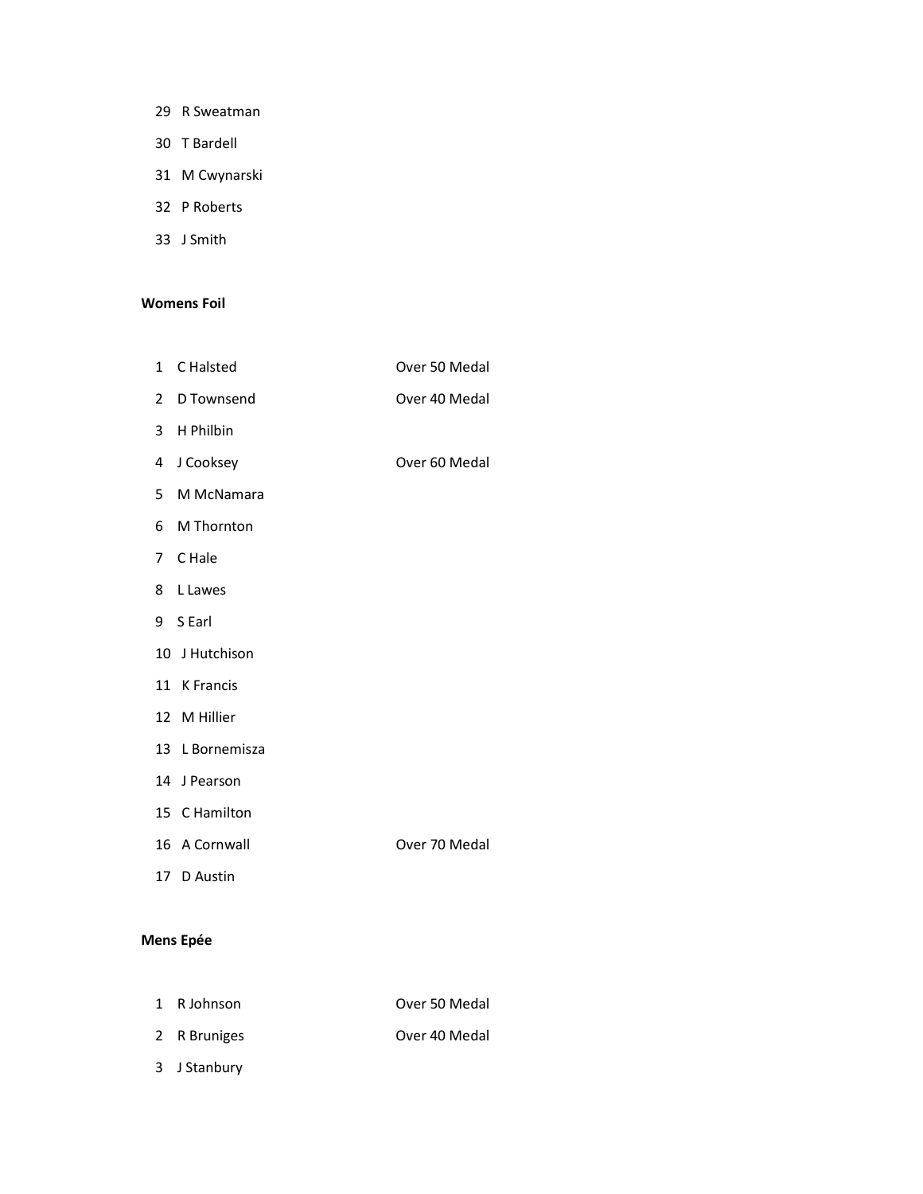29 R Sweatman

30 T Bardell

31 M Cwynarski

32 P Roberts

33 J Smith

**Womens Foil**

| | | |
|---|---|---|
| 1 | C Halsted | Over 50 Medal |
| 2 | D Townsend | Over 40 Medal |
| 3 | H Philbin | |
| 4 | J Cooksey | Over 60 Medal |
| 5 | M McNamara | |
| 6 | M Thornton | |
| 7 | C Hale | |
| 8 | L Lawes | |
| 9 | S Earl | |
| 10 | J Hutchison | |
| 11 | K Francis | |
| 12 | M Hillier | |
| 13 | L Bornemisza | |
| 14 | J Pearson | |
| 15 | C Hamilton | |
| 16 | A Cornwall | Over 70 Medal |
| 17 | D Austin | |

**Mens Epée**

| | | |
|---|---|---|
| 1 | R Johnson | Over 50 Medal |
| 2 | R Bruniges | Over 40 Medal |
| 3 | J Stanbury | |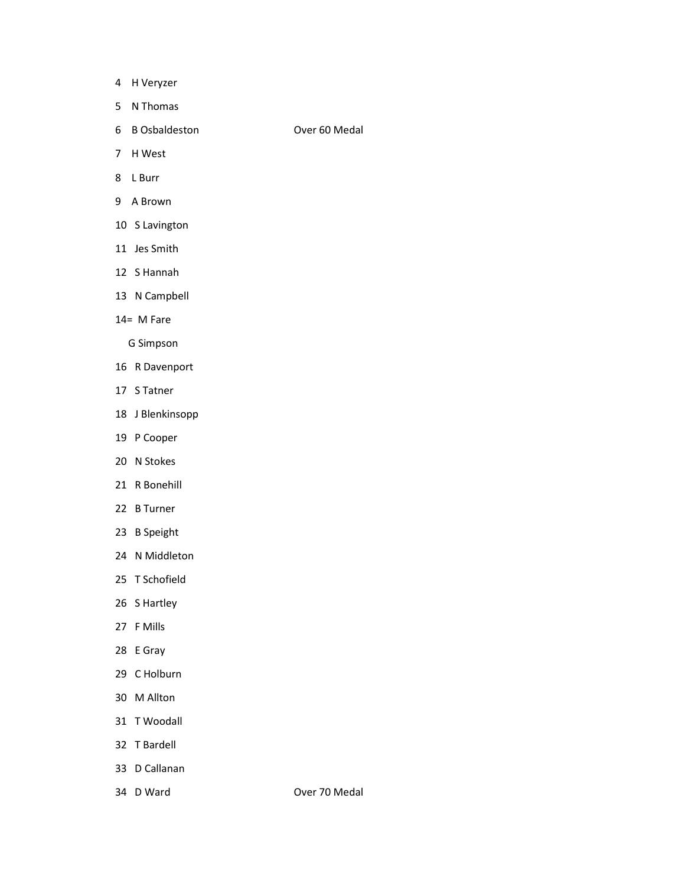4 H Veryzer

5 N Thomas

6 B Osbaldeston Over 60 Medal

7 H West

8 L Burr

9 A Brown

10 S Lavington

11 Jes Smith

12 S Hannah

13 N Campbell

14= M Fare

G Simpson

16 R Davenport

17 S Tatner

18 J Blenkinsopp

19 P Cooper

20 N Stokes

21 R Bonehill

22 B Turner

23 B Speight

24 N Middleton

25 T Schofield

26 S Hartley

27 F Mills

28 E Gray

29 C Holburn

30 M Allton

31 T Woodall

32 T Bardell

33 D Callanan

34 D Ward Over 70 Medal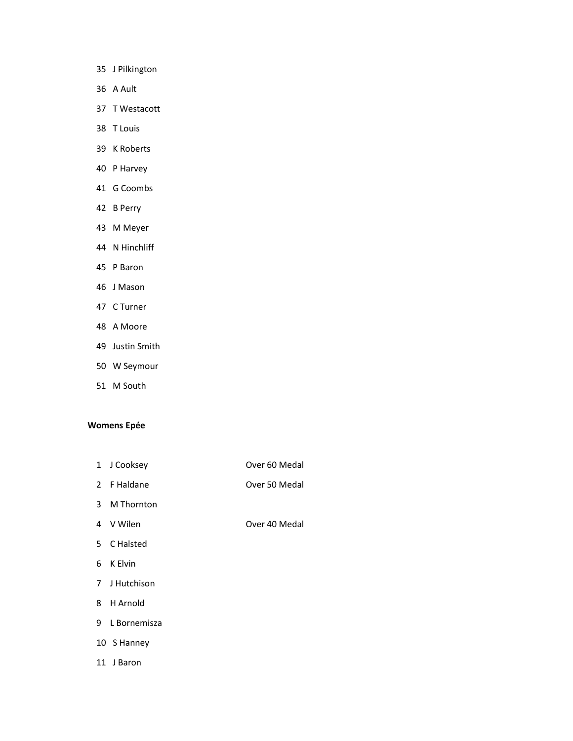35 J Pilkington

36 A Ault

37 T Westacott

38 T Louis

39 K Roberts

40 P Harvey

41 G Coombs

42 B Perry

43 M Meyer

44 N Hinchliff

45 P Baron

46 J Mason

47 C Turner

48 A Moore

49 Justin Smith

50 W Seymour

51 M South

**Womens Epée**

| | | |
|---|---|---|
| 1 | J Cooksey | Over 60 Medal |
| 2 | F Haldane | Over 50 Medal |
| 3 | M Thornton | |
| 4 | V Wilen | Over 40 Medal |
| 5 | C Halsted | |
| 6 | K Elvin | |
| 7 | J Hutchison | |
| 8 | H Arnold | |
| 9 | L Bornemisza | |
| 10 | S Hanney | |
| 11 | J Baron | |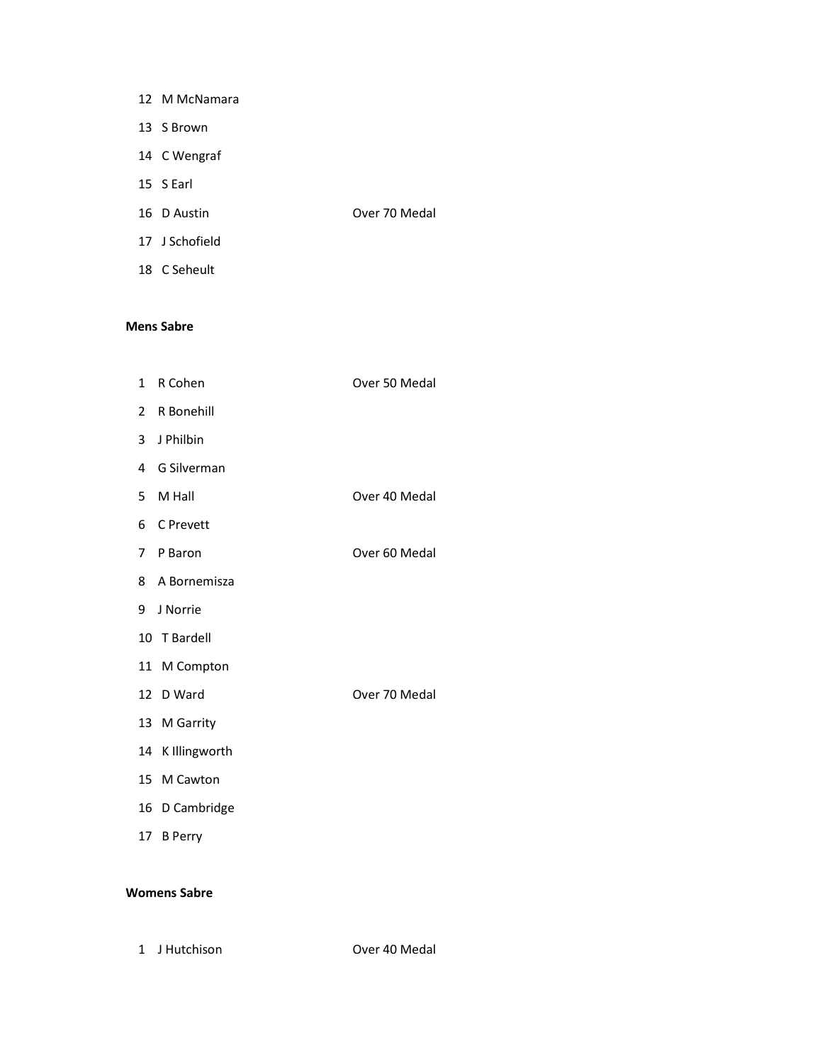| | | |
|---|---|---|
| 12 | M McNamara | |
| 13 | S Brown | |
| 14 | C Wengraf | |
| 15 | S Earl | |
| 16 | D Austin | Over 70 Medal |
| 17 | J Schofield | |
| 18 | C Seheult | |

**Mens Sabre**

| | | |
|---|---|---|
| 1 | R Cohen | Over 50 Medal |
| 2 | R Bonehill | |
| 3 | J Philbin | |
| 4 | G Silverman | |
| 5 | M Hall | Over 40 Medal |
| 6 | C Prevett | |
| 7 | P Baron | Over 60 Medal |
| 8 | A Bornemisza | |
| 9 | J Norrie | |
| 10 | T Bardell | |
| 11 | M Compton | |
| 12 | D Ward | Over 70 Medal |
| 13 | M Garrity | |
| 14 | K Illingworth | |
| 15 | M Cawton | |
| 16 | D Cambridge | |
| 17 | B Perry | |

**Womens Sabre**

| | | |
|---|---|---|
| 1 | J Hutchison | Over 40 Medal |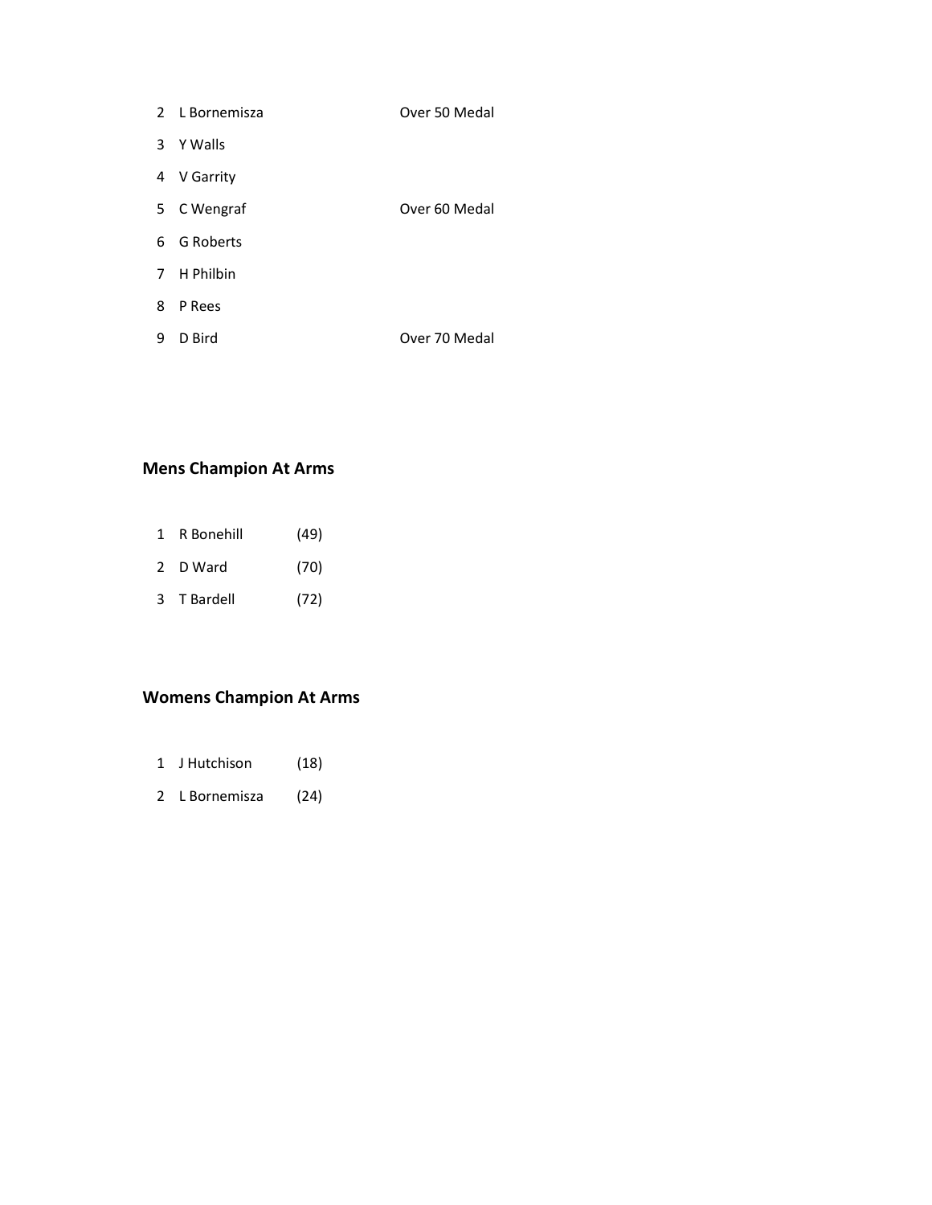| | | |
|---|---|---|
| 2 | L Bornemisza | Over 50 Medal |
| 3 | Y Walls | |
| 4 | V Garrity | |
| 5 | C Wengraf | Over 60 Medal |
| 6 | G Roberts | |
| 7 | H Philbin | |
| 8 | P Rees | |
| 9 | D Bird | Over 70 Medal |

## Mens Champion At Arms

| | | |
|---|---|---|
| 1 | R Bonehill | (49) |
| 2 | D Ward | (70) |
| 3 | T Bardell | (72) |

## Womens Champion At Arms

| | | |
|---|---|---|
| 1 | J Hutchison | (18) |
| 2 | L Bornemisza | (24) |